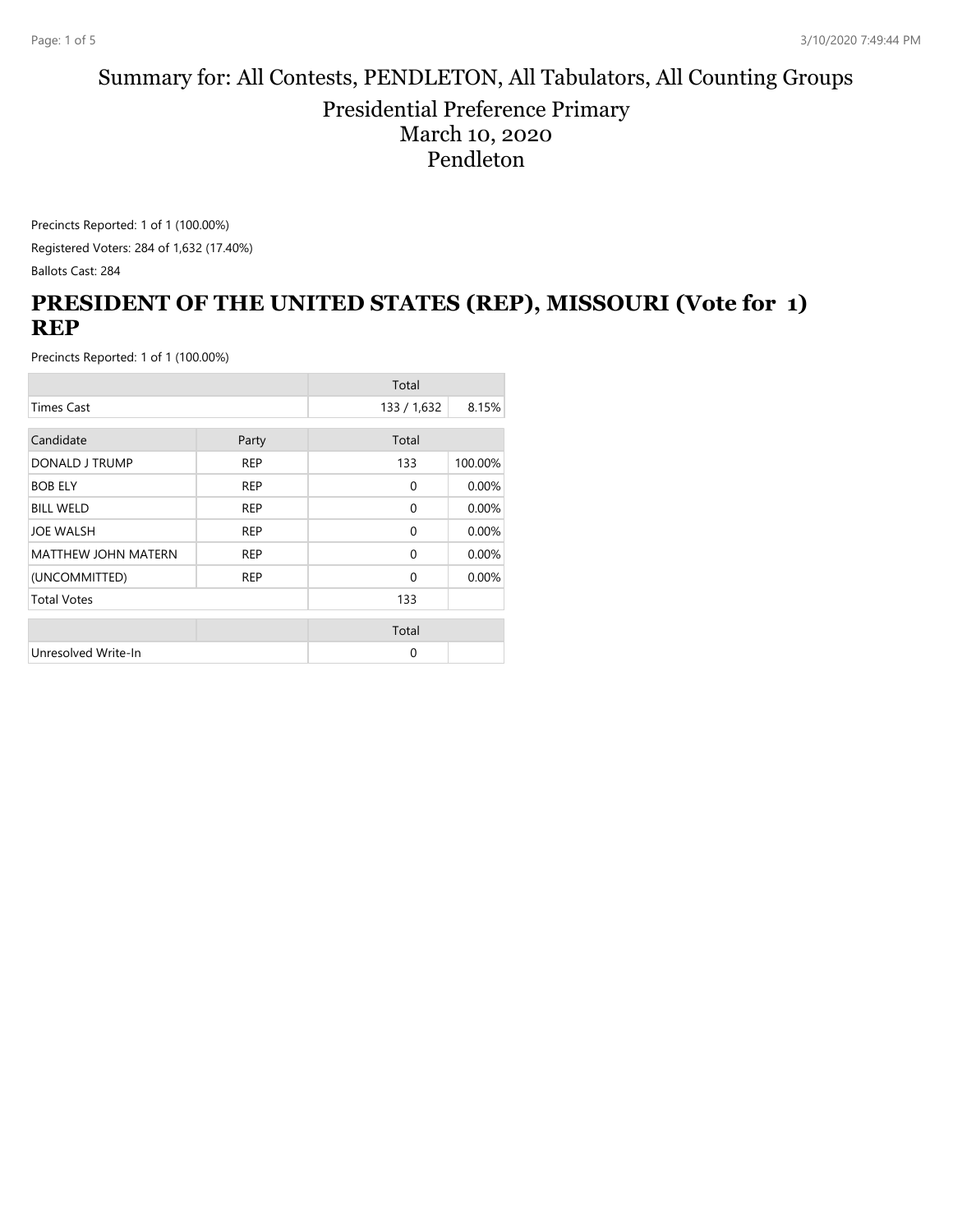# Summary for: All Contests, PENDLETON, All Tabulators, All Counting Groups

## Presidential Preference Primary
## March 10, 2020
## Pendleton

Precincts Reported: 1 of 1 (100.00%)

Registered Voters: 284 of 1,632 (17.40%)

Ballots Cast: 284

## PRESIDENT OF THE UNITED STATES (REP), MISSOURI (Vote for 1) REP

Precincts Reported: 1 of 1 (100.00%)

| | | Total | |
|---|---|---|---|
| Times Cast | | 133 / 1,632 | 8.15% |

| Candidate | Party | Total | |
|---|---|---|---|
| DONALD J TRUMP | REP | 133 | 100.00% |
| BOB ELY | REP | 0 | 0.00% |
| BILL WELD | REP | 0 | 0.00% |
| JOE WALSH | REP | 0 | 0.00% |
| MATTHEW JOHN MATERN | REP | 0 | 0.00% |
| (UNCOMMITTED) | REP | 0 | 0.00% |
| Total Votes | | 133 | |

| | | Total | |
|---|---|---|---|
| Unresolved Write-In | | 0 | |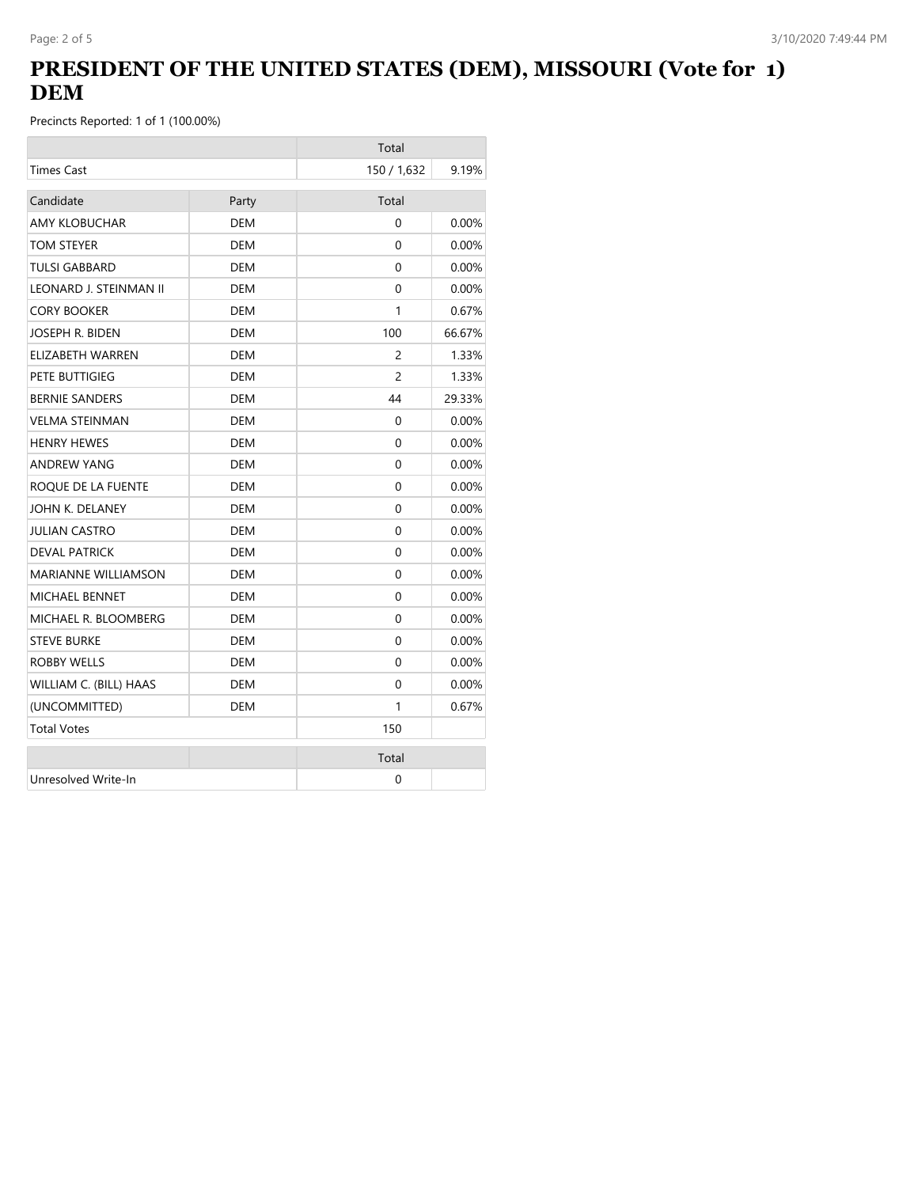# PRESIDENT OF THE UNITED STATES (DEM), MISSOURI (Vote for 1) DEM

Precincts Reported: 1 of 1 (100.00%)

| | | Total | |
|---|---|---|---|
| Times Cast | | 150 / 1,632 | 9.19% |

| Candidate | Party | Total | |
|---|---|---|---|
| AMY KLOBUCHAR | DEM | 0 | 0.00% |
| TOM STEYER | DEM | 0 | 0.00% |
| TULSI GABBARD | DEM | 0 | 0.00% |
| LEONARD J. STEINMAN II | DEM | 0 | 0.00% |
| CORY BOOKER | DEM | 1 | 0.67% |
| JOSEPH R. BIDEN | DEM | 100 | 66.67% |
| ELIZABETH WARREN | DEM | 2 | 1.33% |
| PETE BUTTIGIEG | DEM | 2 | 1.33% |
| BERNIE SANDERS | DEM | 44 | 29.33% |
| VELMA STEINMAN | DEM | 0 | 0.00% |
| HENRY HEWES | DEM | 0 | 0.00% |
| ANDREW YANG | DEM | 0 | 0.00% |
| ROQUE DE LA FUENTE | DEM | 0 | 0.00% |
| JOHN K. DELANEY | DEM | 0 | 0.00% |
| JULIAN CASTRO | DEM | 0 | 0.00% |
| DEVAL PATRICK | DEM | 0 | 0.00% |
| MARIANNE WILLIAMSON | DEM | 0 | 0.00% |
| MICHAEL BENNET | DEM | 0 | 0.00% |
| MICHAEL R. BLOOMBERG | DEM | 0 | 0.00% |
| STEVE BURKE | DEM | 0 | 0.00% |
| ROBBY WELLS | DEM | 0 | 0.00% |
| WILLIAM C. (BILL) HAAS | DEM | 0 | 0.00% |
| (UNCOMMITTED) | DEM | 1 | 0.67% |
| Total Votes | | 150 | |

| | | Total | |
|---|---|---|---|
| Unresolved Write-In | | 0 | |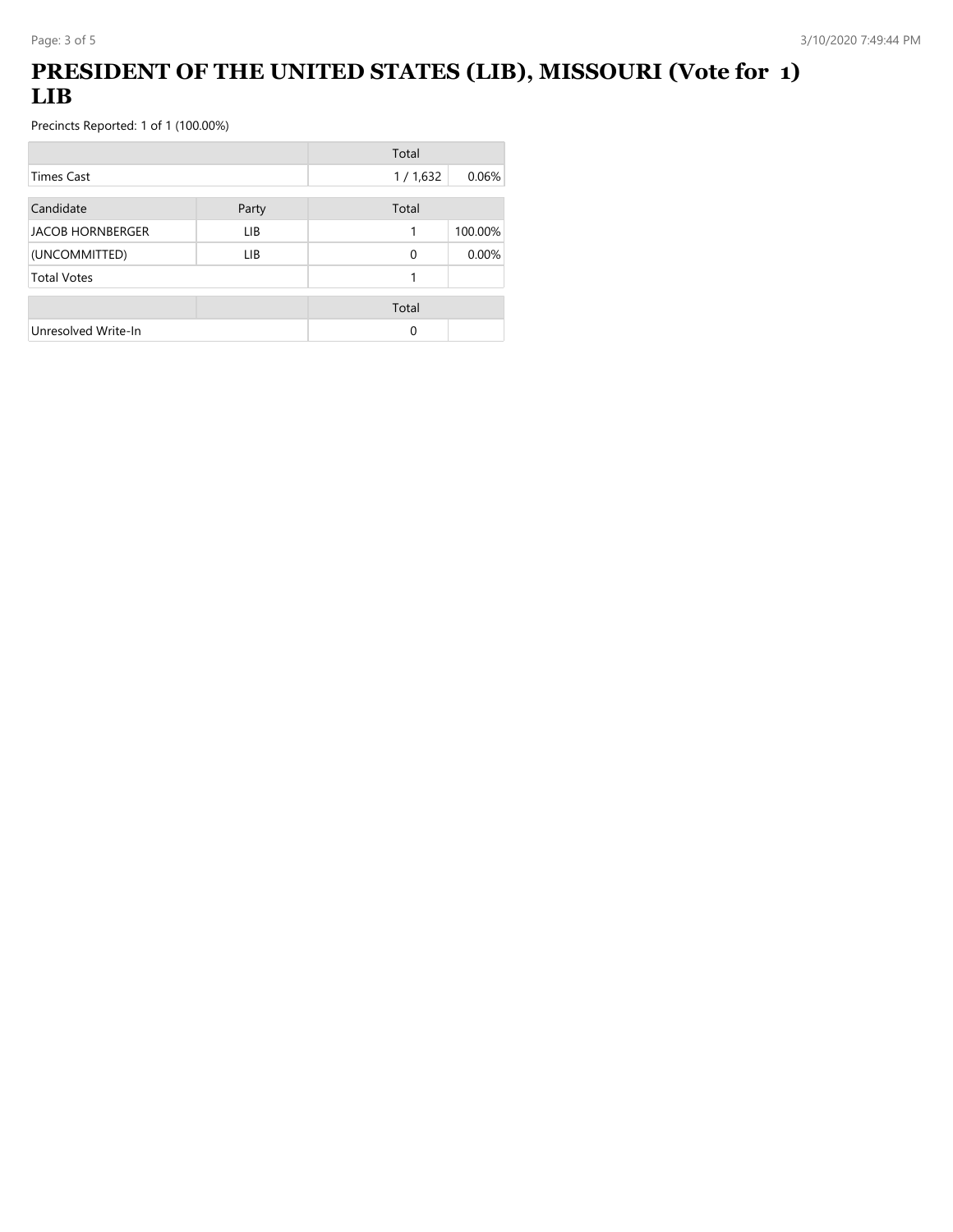# PRESIDENT OF THE UNITED STATES (LIB), MISSOURI (Vote for 1) LIB

Precincts Reported: 1 of 1 (100.00%)

| | Total | |
|---|---|---|
| Times Cast | 1 / 1,632 | 0.06% |

| Candidate | Party | Total | |
|---|---|---|---|
| JACOB HORNBERGER | LIB | 1 | 100.00% |
| (UNCOMMITTED) | LIB | 0 | 0.00% |
| Total Votes | | 1 | |

| | Total | |
|---|---|---|
| Unresolved Write-In | 0 | |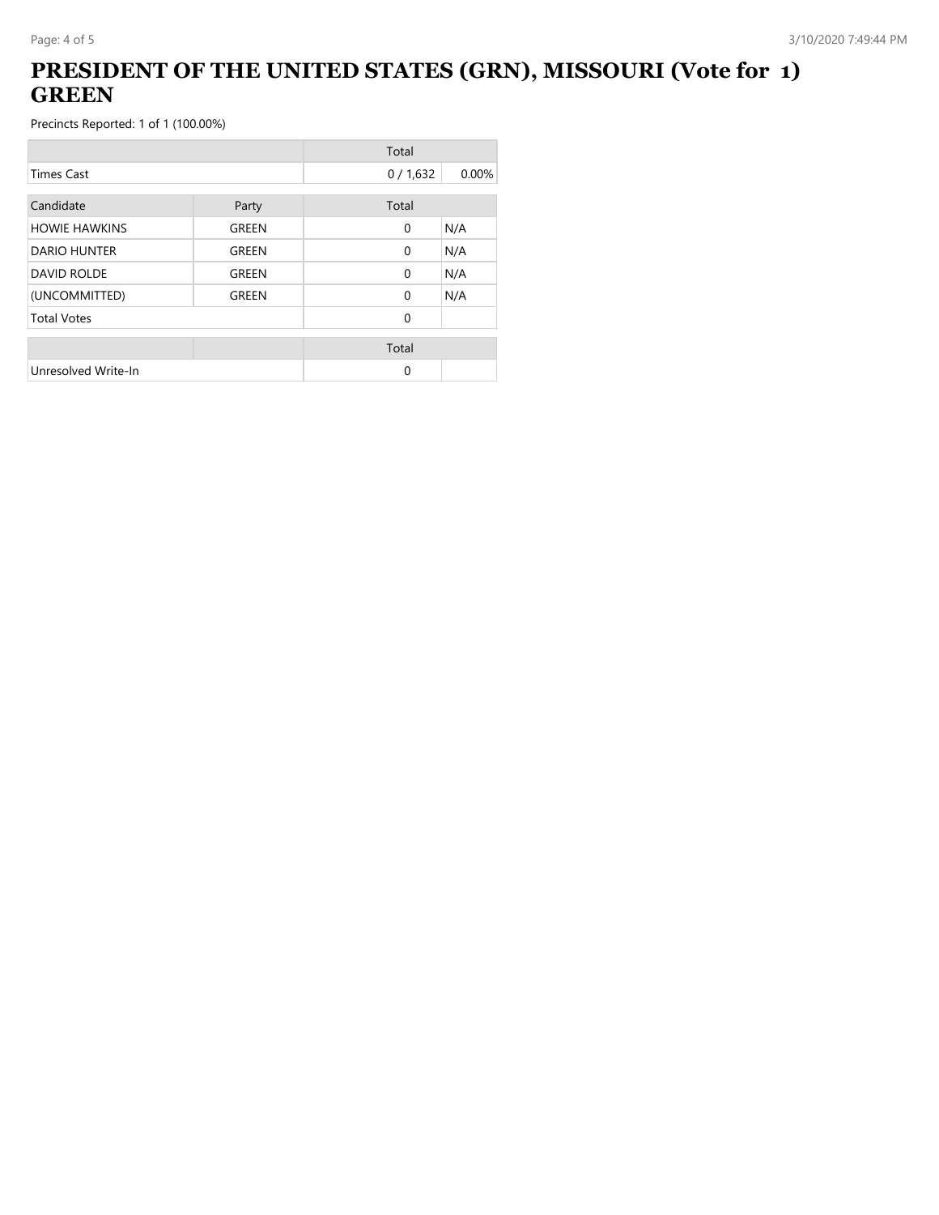# PRESIDENT OF THE UNITED STATES (GRN), MISSOURI (Vote for 1) GREEN

Precincts Reported: 1 of 1 (100.00%)

| | Total | |
|---|---|---|
| Times Cast | 0 / 1,632 | 0.00% |

| Candidate | Party | Total | |
|---|---|---|---|
| HOWIE HAWKINS | GREEN | 0 | N/A |
| DARIO HUNTER | GREEN | 0 | N/A |
| DAVID ROLDE | GREEN | 0 | N/A |
| (UNCOMMITTED) | GREEN | 0 | N/A |
| Total Votes | | 0 | |

| | | Total | |
|---|---|---|---|
| Unresolved Write-In | | 0 | |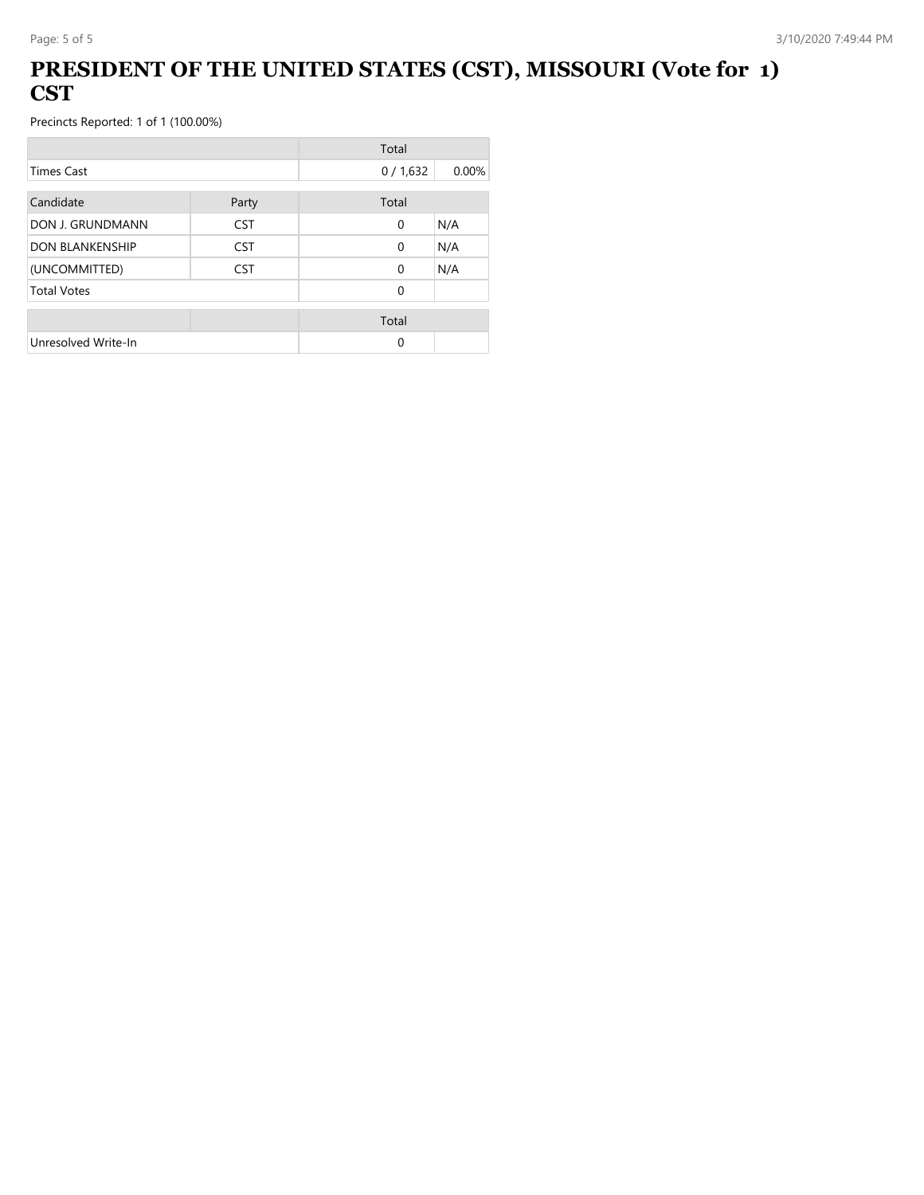# PRESIDENT OF THE UNITED STATES (CST), MISSOURI (Vote for 1) CST

Precincts Reported: 1 of 1 (100.00%)

| | | Total | |
|---|---|---|---|
| Times Cast | | 0 / 1,632 | 0.00% |

| Candidate | Party | Total | |
|---|---|---|---|
| DON J. GRUNDMANN | CST | 0 | N/A |
| DON BLANKENSHIP | CST | 0 | N/A |
| (UNCOMMITTED) | CST | 0 | N/A |
| Total Votes | | 0 | |

| | | Total | |
|---|---|---|---|
| Unresolved Write-In | | 0 | |